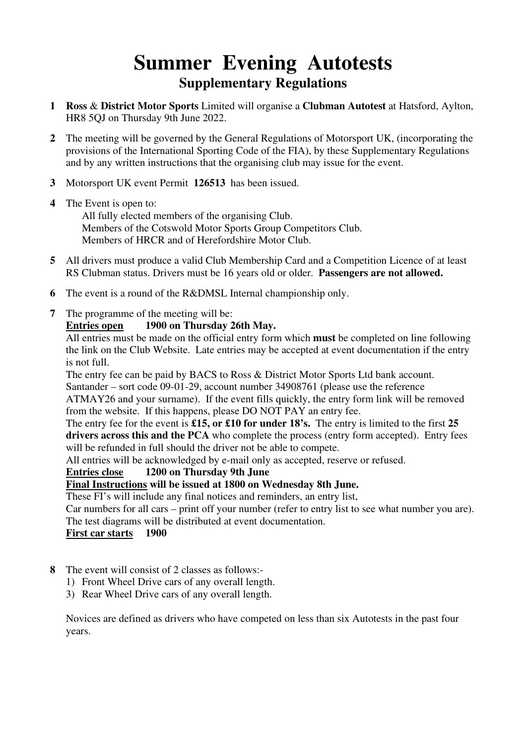# Summer Evening Autotests

## Supplementary Regulations

**1** **Ross** & **District Motor Sports** Limited will organise a **Clubman Autotest** at Hatsford, Aylton, HR8 5QJ on Thursday 9th June 2022.

**2** The meeting will be governed by the General Regulations of Motorsport UK, (incorporating the provisions of the International Sporting Code of the FIA), by these Supplementary Regulations and by any written instructions that the organising club may issue for the event.

**3** Motorsport UK event Permit **126513** has been issued.

**4** The Event is open to:
All fully elected members of the organising Club.
Members of the Cotswold Motor Sports Group Competitors Club.
Members of HRCR and of Herefordshire Motor Club.

**5** All drivers must produce a valid Club Membership Card and a Competition Licence of at least RS Clubman status. Drivers must be 16 years old or older. **Passengers are not allowed.**

**6** The event is a round of the R&DMSL Internal championship only.

**7** The programme of the meeting will be:

**Entries open 1900 on Thursday 26th May.**

All entries must be made on the official entry form which **must** be completed on line following the link on the Club Website. Late entries may be accepted at event documentation if the entry is not full.

The entry fee can be paid by BACS to Ross & District Motor Sports Ltd bank account. Santander – sort code 09-01-29, account number 34908761 (please use the reference ATMAY26 and your surname). If the event fills quickly, the entry form link will be removed from the website. If this happens, please DO NOT PAY an entry fee.

The entry fee for the event is **£15, or £10 for under 18's.** The entry is limited to the first **25 drivers across this and the PCA** who complete the process (entry form accepted). Entry fees will be refunded in full should the driver not be able to compete.

All entries will be acknowledged by e-mail only as accepted, reserve or refused.

**Entries close 1200 on Thursday 9th June**

**Final Instructions will be issued at 1800 on Wednesday 8th June.**

These FI's will include any final notices and reminders, an entry list,
Car numbers for all cars – print off your number (refer to entry list to see what number you are).
The test diagrams will be distributed at event documentation.

**First car starts 1900**

**8** The event will consist of 2 classes as follows:-

1) Front Wheel Drive cars of any overall length.
3) Rear Wheel Drive cars of any overall length.

Novices are defined as drivers who have competed on less than six Autotests in the past four years.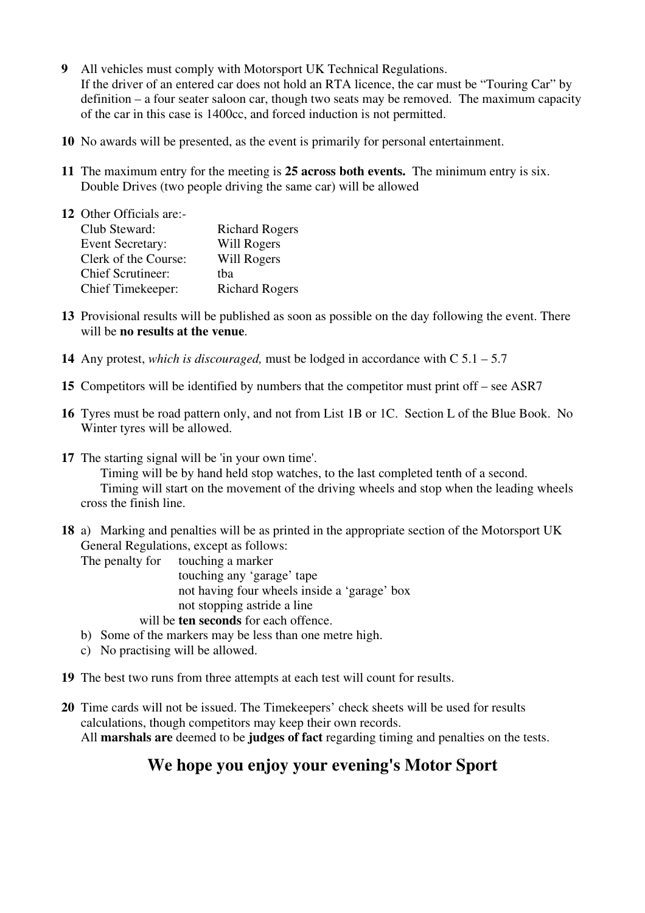**9** All vehicles must comply with Motorsport UK Technical Regulations.
If the driver of an entered car does not hold an RTA licence, the car must be "Touring Car" by definition – a four seater saloon car, though two seats may be removed. The maximum capacity of the car in this case is 1400cc, and forced induction is not permitted.

**10** No awards will be presented, as the event is primarily for personal entertainment.

**11** The maximum entry for the meeting is **25 across both events.** The minimum entry is six. Double Drives (two people driving the same car) will be allowed

**12** Other Officials are:-

| | |
|---|---|
| Club Steward: | Richard Rogers |
| Event Secretary: | Will Rogers |
| Clerk of the Course: | Will Rogers |
| Chief Scrutineer: | tba |
| Chief Timekeeper: | Richard Rogers |

**13** Provisional results will be published as soon as possible on the day following the event. There will be **no results at the venue**.

**14** Any protest, *which is discouraged,* must be lodged in accordance with C 5.1 – 5.7

**15** Competitors will be identified by numbers that the competitor must print off – see ASR7

**16** Tyres must be road pattern only, and not from List 1B or 1C. Section L of the Blue Book. No Winter tyres will be allowed.

**17** The starting signal will be 'in your own time'.
Timing will be by hand held stop watches, to the last completed tenth of a second.
Timing will start on the movement of the driving wheels and stop when the leading wheels cross the finish line.

**18** a) Marking and penalties will be as printed in the appropriate section of the Motorsport UK General Regulations, except as follows:
The penalty for touching a marker
touching any 'garage' tape
not having four wheels inside a 'garage' box
not stopping astride a line
will be **ten seconds** for each offence.
b) Some of the markers may be less than one metre high.
c) No practising will be allowed.

**19** The best two runs from three attempts at each test will count for results.

**20** Time cards will not be issued. The Timekeepers' check sheets will be used for results calculations, though competitors may keep their own records.
All **marshals are** deemed to be **judges of fact** regarding timing and penalties on the tests.

## We hope you enjoy your evening's Motor Sport